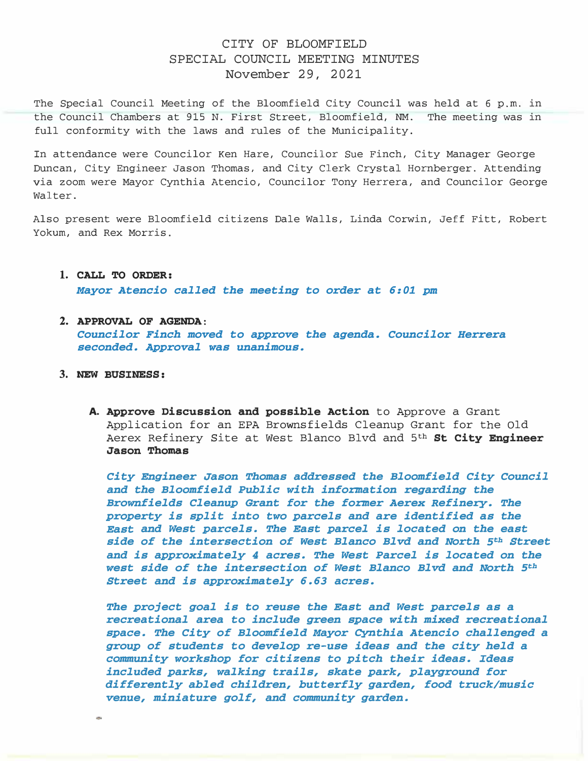# CITY OF BLOOMFIELD
## SPECIAL COUNCIL MEETING MINUTES
### November 29, 2021

The Special Council Meeting of the Bloomfield City Council was held at 6 p.m. in the Council Chambers at 915 N. First Street, Bloomfield, NM. The meeting was in full conformity with the laws and rules of the Municipality.

In attendance were Councilor Ken Hare, Councilor Sue Finch, City Manager George Duncan, City Engineer Jason Thomas, and City Clerk Crystal Hornberger. Attending via zoom were Mayor Cynthia Atencio, Councilor Tony Herrera, and Councilor George Walter.

Also present were Bloomfield citizens Dale Walls, Linda Corwin, Jeff Fitt, Robert Yokum, and Rex Morris.

1. **CALL TO ORDER:**

   ***Mayor Atencio called the meeting to order at 6:01 pm***

2. **APPROVAL OF AGENDA:**

   ***Councilor Finch moved to approve the agenda. Councilor Herrera seconded. Approval was unanimous.***

3. **NEW BUSINESS:**

   A. **Approve Discussion and possible Action** to Approve a Grant Application for an EPA Brownsfields Cleanup Grant for the Old Aerex Refinery Site at West Blanco Blvd and 5th **St City Engineer Jason Thomas**

   ***City Engineer Jason Thomas addressed the Bloomfield City Council and the Bloomfield Public with information regarding the Brownfields Cleanup Grant for the former Aerex Refinery. The property is split into two parcels and are identified as the East and West parcels. The East parcel is located on the east side of the intersection of West Blanco Blvd and North 5th Street and is approximately 4 acres. The West Parcel is located on the west side of the intersection of West Blanco Blvd and North 5th Street and is approximately 6.63 acres.***

   ***The project goal is to reuse the East and West parcels as a recreational area to include green space with mixed recreational space. The City of Bloomfield Mayor Cynthia Atencio challenged a group of students to develop re-use ideas and the city held a community workshop for citizens to pitch their ideas. Ideas included parks, walking trails, skate park, playground for differently abled children, butterfly garden, food truck/music venue, miniature golf, and community garden.***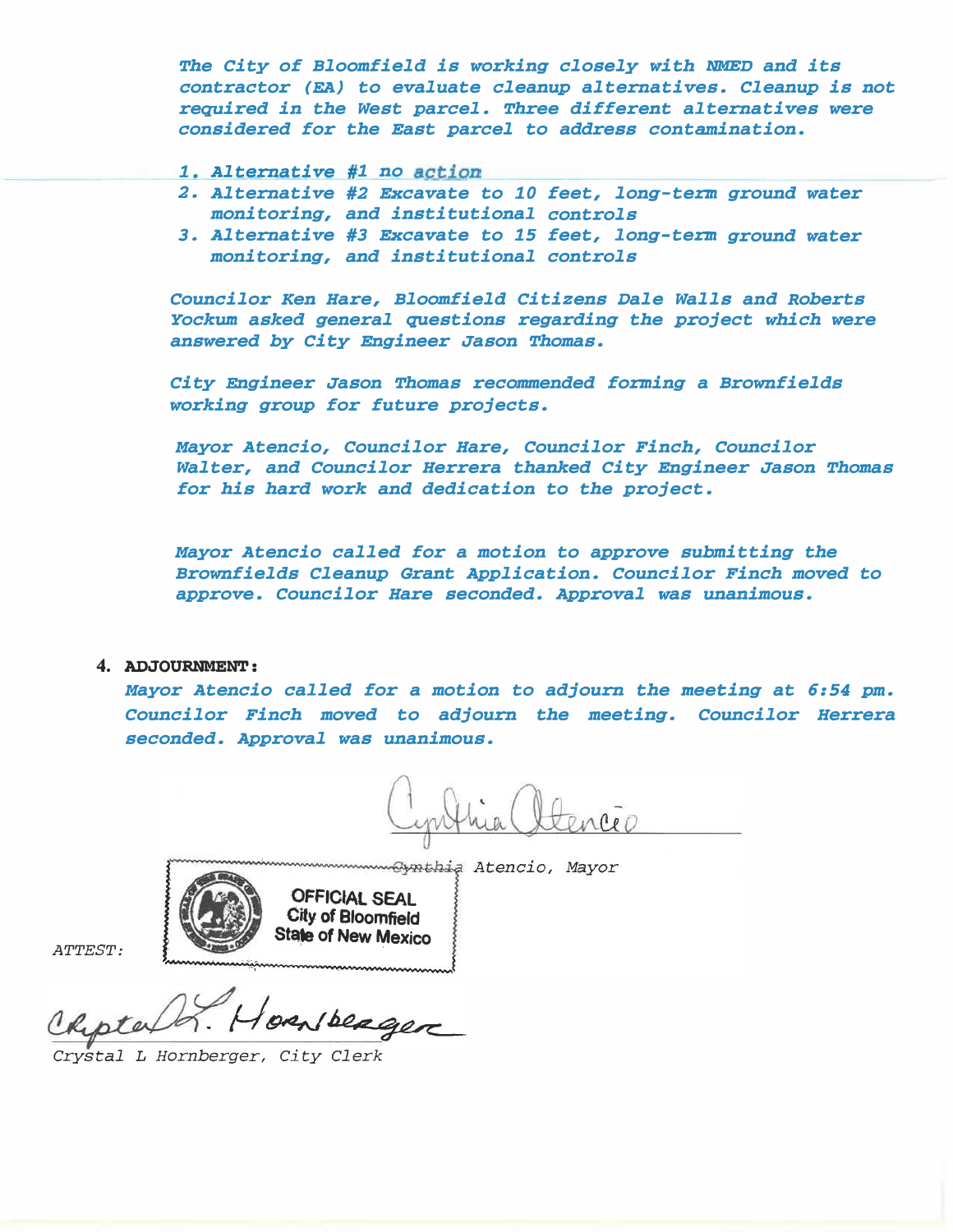*The City of Bloomfield is working closely with NMED and its contractor (EA) to evaluate cleanup alternatives. Cleanup is not required in the West parcel. Three different alternatives were considered for the East parcel to address contamination.*

1. *Alternative #1 no action*
2. *Alternative #2 Excavate to 10 feet, long-term ground water monitoring, and institutional controls*
3. *Alternative #3 Excavate to 15 feet, long-term ground water monitoring, and institutional controls*

*Councilor Ken Hare, Bloomfield Citizens Dale Walls and Roberts Yockum asked general questions regarding the project which were answered by City Engineer Jason Thomas.*

*City Engineer Jason Thomas recommended forming a Brownfields working group for future projects.*

*Mayor Atencio, Councilor Hare, Councilor Finch, Councilor Walter, and Councilor Herrera thanked City Engineer Jason Thomas for his hard work and dedication to the project.*

*Mayor Atencio called for a motion to approve submitting the Brownfields Cleanup Grant Application. Councilor Finch moved to approve. Councilor Hare seconded. Approval was unanimous.*

4. **ADJOURNMENT:**

*Mayor Atencio called for a motion to adjourn the meeting at 6:54 pm. Councilor Finch moved to adjourn the meeting. Councilor Herrera seconded. Approval was unanimous.*

Cynthia Atencio

*Cynthia Atencio, Mayor*

OFFICIAL SEAL
City of Bloomfield
State of New Mexico

*ATTEST:*

Crystal L. Hornberger

*Crystal L Hornberger, City Clerk*